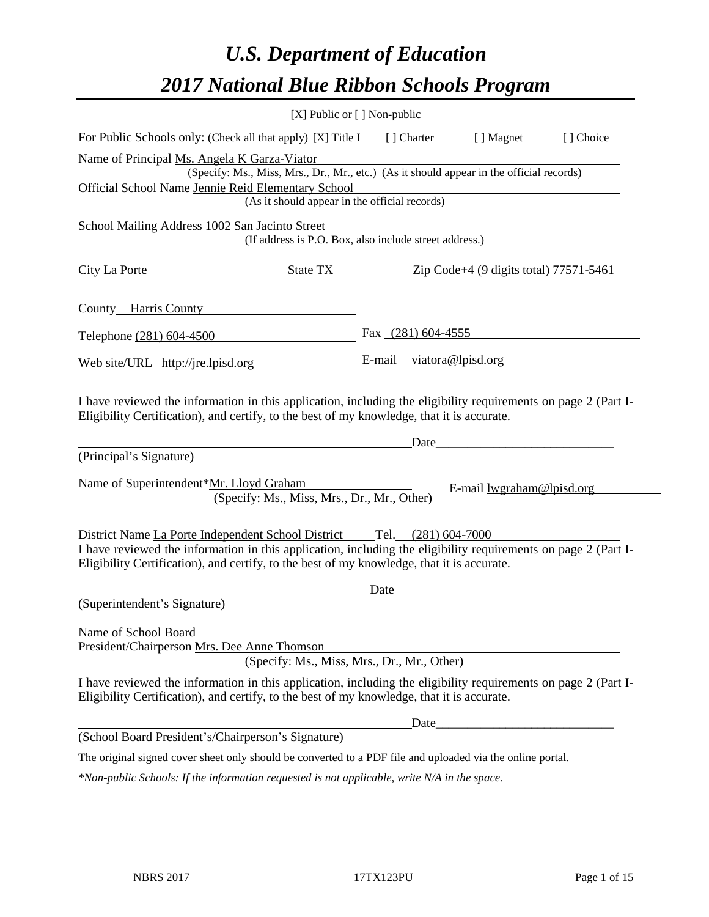# *U.S. Department of Education*

# *2017 National Blue Ribbon Schools Program*

[X] Public or [ ] Non-public

For Public Schools only: (Check all that apply) [X] Title I [ ] Charter [ ] Magnet [ ] Choice

Name of Principal Ms. Angela K Garza-Viator
(Specify: Ms., Miss, Mrs., Dr., Mr., etc.) (As it should appear in the official records)

Official School Name Jennie Reid Elementary School
(As it should appear in the official records)

School Mailing Address 1002 San Jacinto Street
(If address is P.O. Box, also include street address.)

City La Porte State TX Zip Code+4 (9 digits total) 77571-5461

County Harris County

Telephone (281) 604-4500 Fax (281) 604-4555

Web site/URL http://jre.lpisd.org E-mail viatora@lpisd.org

I have reviewed the information in this application, including the eligibility requirements on page 2 (Part I-Eligibility Certification), and certify, to the best of my knowledge, that it is accurate.

_______________________________________ Date_____________________

(Principal's Signature)

Name of Superintendent*Mr. Lloyd Graham E-mail lwgraham@lpisd.org
(Specify: Ms., Miss, Mrs., Dr., Mr., Other)

District Name La Porte Independent School District Tel. (281) 604-7000

I have reviewed the information in this application, including the eligibility requirements on page 2 (Part I-Eligibility Certification), and certify, to the best of my knowledge, that it is accurate.

_______________________________________ Date_____________________

(Superintendent's Signature)

Name of School Board
President/Chairperson Mrs. Dee Anne Thomson
(Specify: Ms., Miss, Mrs., Dr., Mr., Other)

I have reviewed the information in this application, including the eligibility requirements on page 2 (Part I-Eligibility Certification), and certify, to the best of my knowledge, that it is accurate.

_______________________________________ Date_____________________

(School Board President's/Chairperson's Signature)

The original signed cover sheet only should be converted to a PDF file and uploaded via the online portal.

*\*Non-public Schools: If the information requested is not applicable, write N/A in the space.*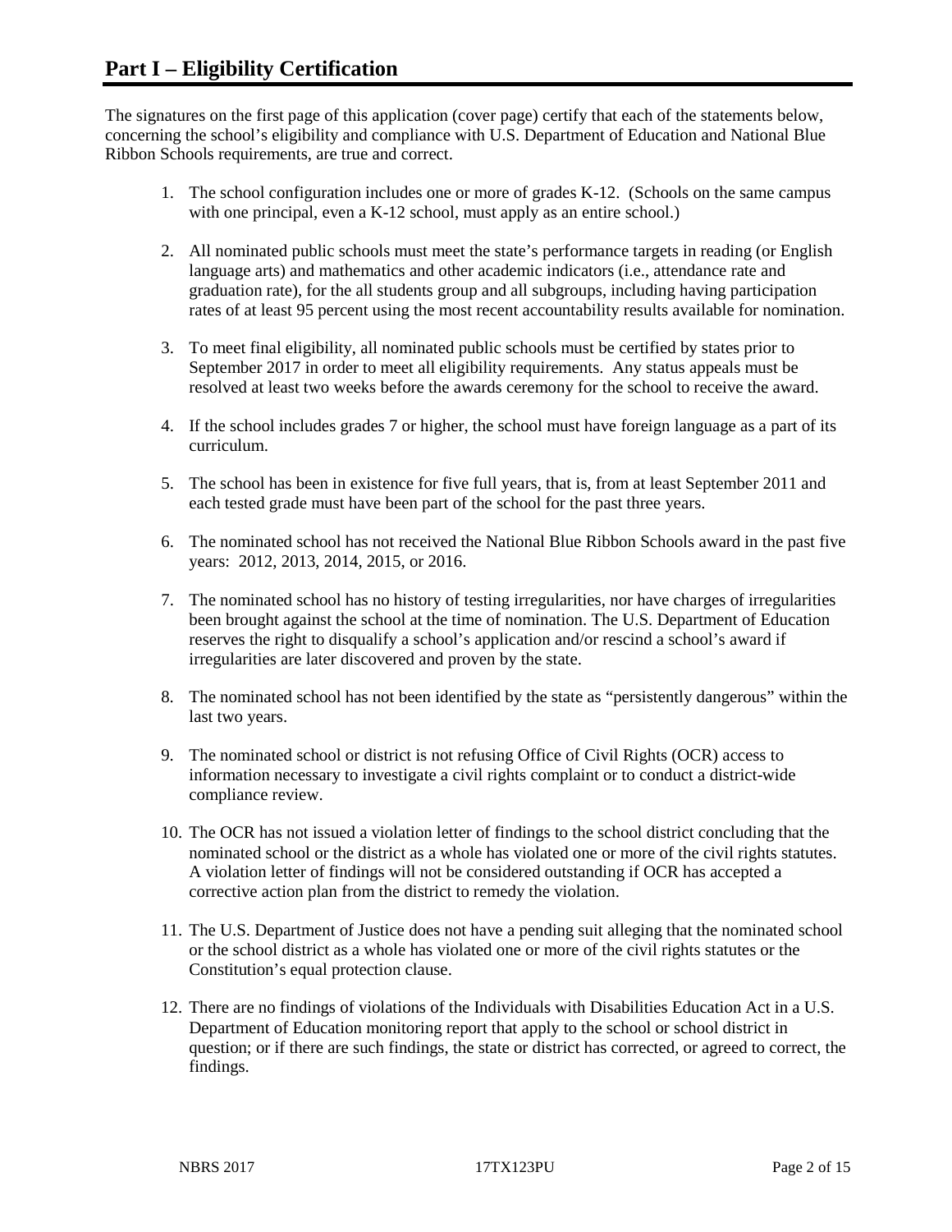## Part I – Eligibility Certification

The signatures on the first page of this application (cover page) certify that each of the statements below, concerning the school's eligibility and compliance with U.S. Department of Education and National Blue Ribbon Schools requirements, are true and correct.

1. The school configuration includes one or more of grades K-12. (Schools on the same campus with one principal, even a K-12 school, must apply as an entire school.)
2. All nominated public schools must meet the state's performance targets in reading (or English language arts) and mathematics and other academic indicators (i.e., attendance rate and graduation rate), for the all students group and all subgroups, including having participation rates of at least 95 percent using the most recent accountability results available for nomination.
3. To meet final eligibility, all nominated public schools must be certified by states prior to September 2017 in order to meet all eligibility requirements. Any status appeals must be resolved at least two weeks before the awards ceremony for the school to receive the award.
4. If the school includes grades 7 or higher, the school must have foreign language as a part of its curriculum.
5. The school has been in existence for five full years, that is, from at least September 2011 and each tested grade must have been part of the school for the past three years.
6. The nominated school has not received the National Blue Ribbon Schools award in the past five years: 2012, 2013, 2014, 2015, or 2016.
7. The nominated school has no history of testing irregularities, nor have charges of irregularities been brought against the school at the time of nomination. The U.S. Department of Education reserves the right to disqualify a school's application and/or rescind a school's award if irregularities are later discovered and proven by the state.
8. The nominated school has not been identified by the state as "persistently dangerous" within the last two years.
9. The nominated school or district is not refusing Office of Civil Rights (OCR) access to information necessary to investigate a civil rights complaint or to conduct a district-wide compliance review.
10. The OCR has not issued a violation letter of findings to the school district concluding that the nominated school or the district as a whole has violated one or more of the civil rights statutes. A violation letter of findings will not be considered outstanding if OCR has accepted a corrective action plan from the district to remedy the violation.
11. The U.S. Department of Justice does not have a pending suit alleging that the nominated school or the school district as a whole has violated one or more of the civil rights statutes or the Constitution's equal protection clause.
12. There are no findings of violations of the Individuals with Disabilities Education Act in a U.S. Department of Education monitoring report that apply to the school or school district in question; or if there are such findings, the state or district has corrected, or agreed to correct, the findings.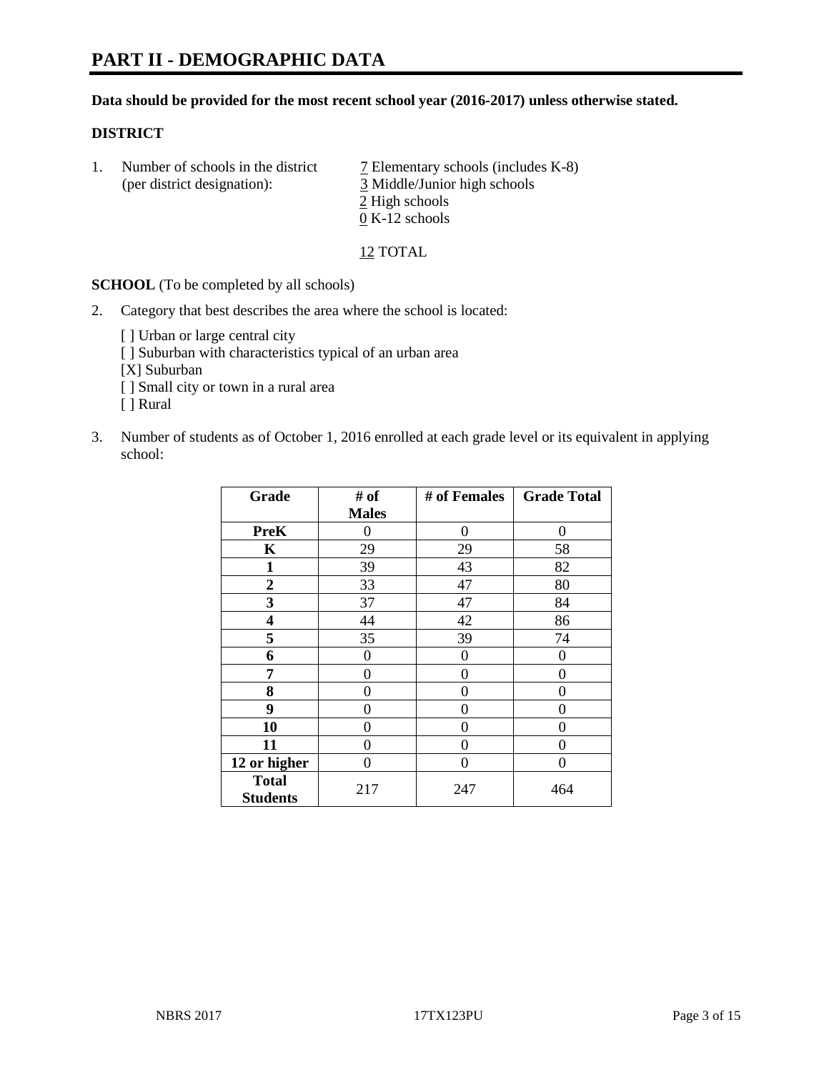# PART II - DEMOGRAPHIC DATA

**Data should be provided for the most recent school year (2016-2017) unless otherwise stated.**

**DISTRICT**

1. Number of schools in the district (per district designation):
   7 Elementary schools (includes K-8)
   3 Middle/Junior high schools
   2 High schools
   0 K-12 schools

   12 TOTAL

**SCHOOL** (To be completed by all schools)

2. Category that best describes the area where the school is located:

   [ ] Urban or large central city
   [ ] Suburban with characteristics typical of an urban area
   [X] Suburban
   [ ] Small city or town in a rural area
   [ ] Rural

3. Number of students as of October 1, 2016 enrolled at each grade level or its equivalent in applying school:

| Grade | # of Males | # of Females | Grade Total |
|---|---|---|---|
| **PreK** | 0 | 0 | 0 |
| **K** | 29 | 29 | 58 |
| **1** | 39 | 43 | 82 |
| **2** | 33 | 47 | 80 |
| **3** | 37 | 47 | 84 |
| **4** | 44 | 42 | 86 |
| **5** | 35 | 39 | 74 |
| **6** | 0 | 0 | 0 |
| **7** | 0 | 0 | 0 |
| **8** | 0 | 0 | 0 |
| **9** | 0 | 0 | 0 |
| **10** | 0 | 0 | 0 |
| **11** | 0 | 0 | 0 |
| **12 or higher** | 0 | 0 | 0 |
| **Total Students** | 217 | 247 | 464 |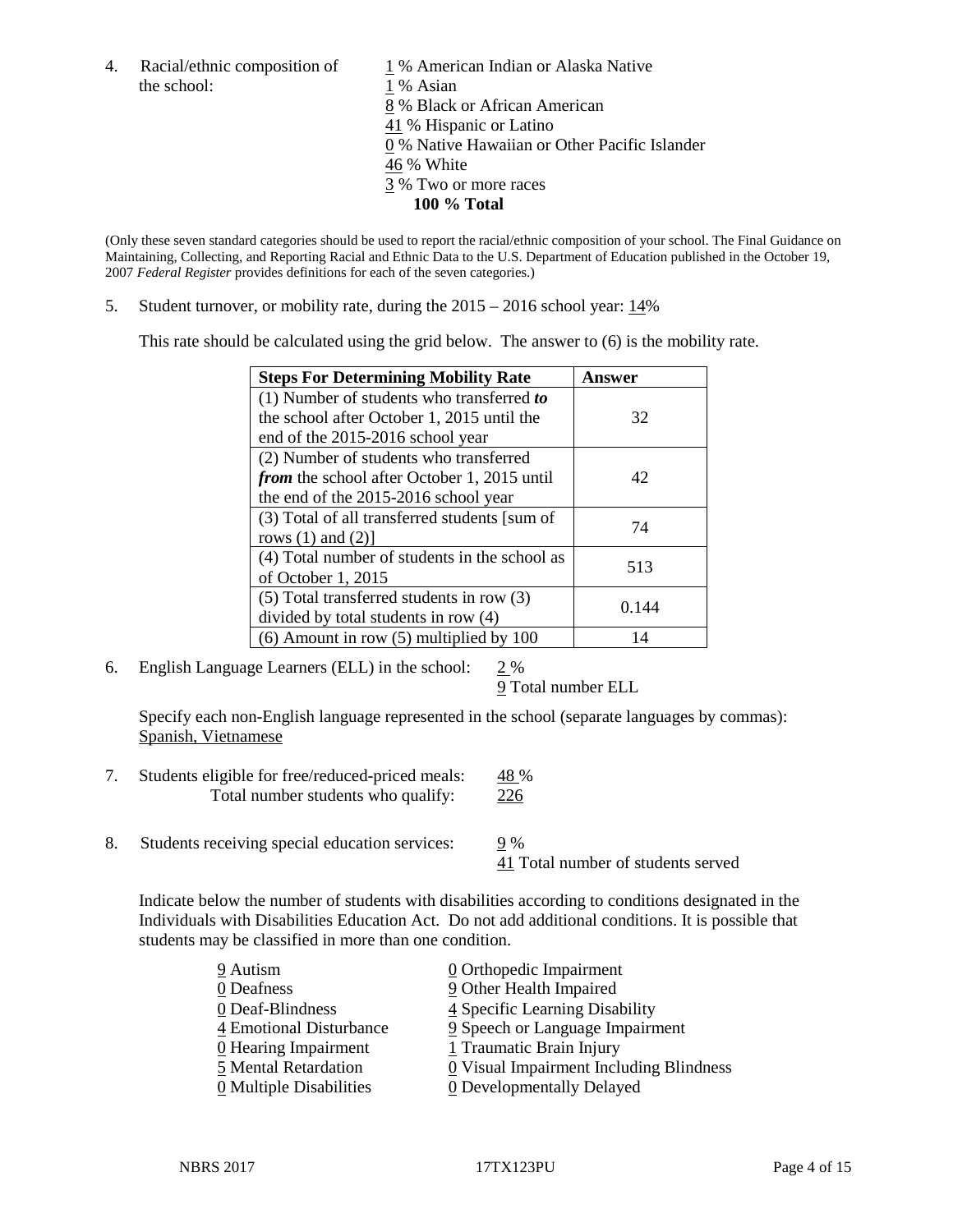4. Racial/ethnic composition of the school:

   1 % American Indian or Alaska Native
   1 % Asian
   8 % Black or African American
   41 % Hispanic or Latino
   0 % Native Hawaiian or Other Pacific Islander
   46 % White
   3 % Two or more races
   **100 % Total**

(Only these seven standard categories should be used to report the racial/ethnic composition of your school. The Final Guidance on Maintaining, Collecting, and Reporting Racial and Ethnic Data to the U.S. Department of Education published in the October 19, 2007 *Federal Register* provides definitions for each of the seven categories.)

5. Student turnover, or mobility rate, during the 2015 – 2016 school year: 14%

   This rate should be calculated using the grid below. The answer to (6) is the mobility rate.

| **Steps For Determining Mobility Rate** | **Answer** |
| --- | --- |
| (1) Number of students who transferred ***to*** the school after October 1, 2015 until the end of the 2015-2016 school year | 32 |
| (2) Number of students who transferred ***from*** the school after October 1, 2015 until the end of the 2015-2016 school year | 42 |
| (3) Total of all transferred students [sum of rows (1) and (2)] | 74 |
| (4) Total number of students in the school as of October 1, 2015 | 513 |
| (5) Total transferred students in row (3) divided by total students in row (4) | 0.144 |
| (6) Amount in row (5) multiplied by 100 | 14 |

6. English Language Learners (ELL) in the school: 2 %
   9 Total number ELL

   Specify each non-English language represented in the school (separate languages by commas): Spanish, Vietnamese

7. Students eligible for free/reduced-priced meals: 48 %
   Total number students who qualify: 226

8. Students receiving special education services: 9 %
   41 Total number of students served

   Indicate below the number of students with disabilities according to conditions designated in the Individuals with Disabilities Education Act. Do not add additional conditions. It is possible that students may be classified in more than one condition.

   9 Autism
   0 Deafness
   0 Deaf-Blindness
   4 Emotional Disturbance
   0 Hearing Impairment
   5 Mental Retardation
   0 Multiple Disabilities
   0 Orthopedic Impairment
   9 Other Health Impaired
   4 Specific Learning Disability
   9 Speech or Language Impairment
   1 Traumatic Brain Injury
   0 Visual Impairment Including Blindness
   0 Developmentally Delayed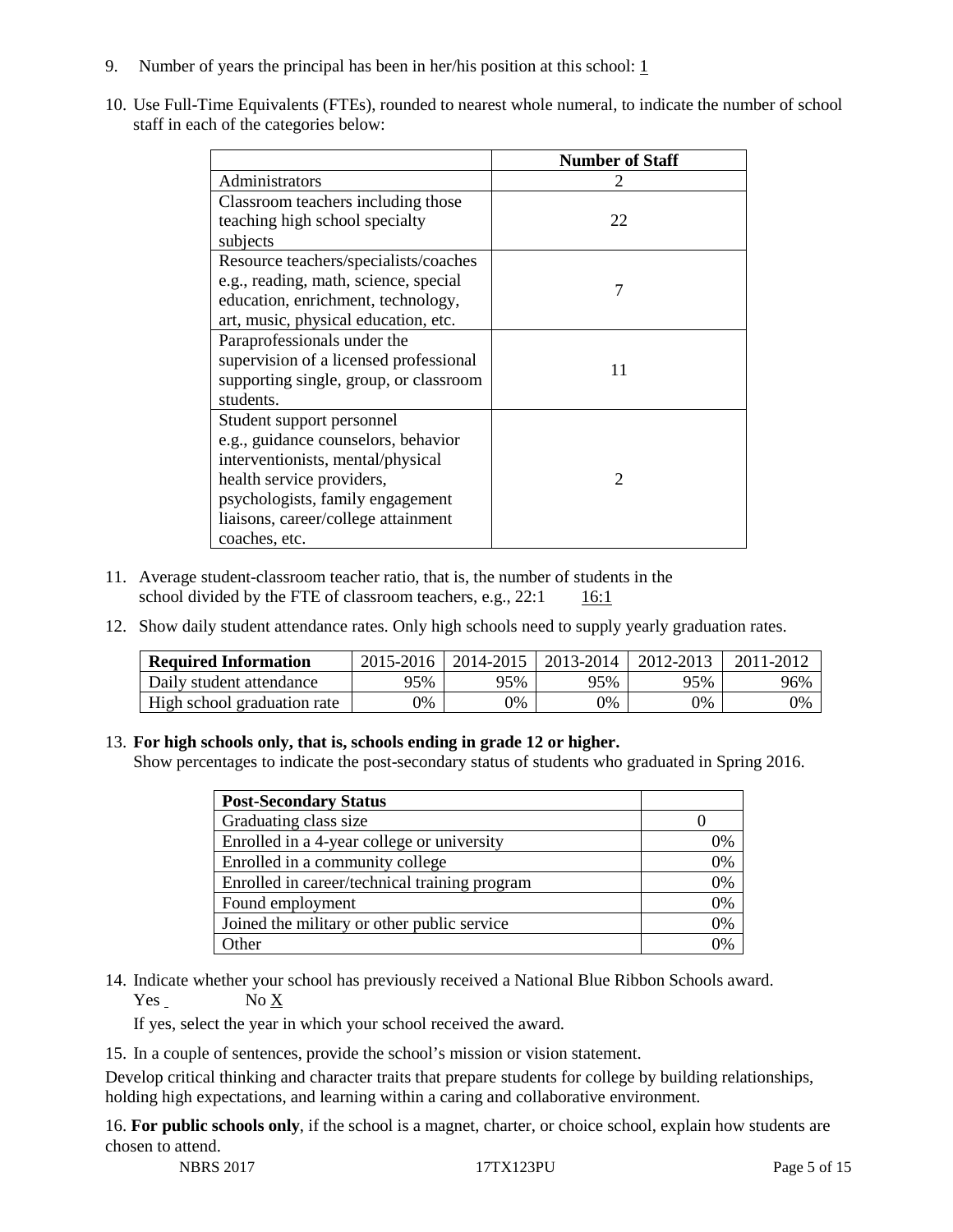9. Number of years the principal has been in her/his position at this school: 1

10. Use Full-Time Equivalents (FTEs), rounded to nearest whole numeral, to indicate the number of school staff in each of the categories below:

| | Number of Staff |
|---|---|
| Administrators | 2 |
| Classroom teachers including those teaching high school specialty subjects | 22 |
| Resource teachers/specialists/coaches e.g., reading, math, science, special education, enrichment, technology, art, music, physical education, etc. | 7 |
| Paraprofessionals under the supervision of a licensed professional supporting single, group, or classroom students. | 11 |
| Student support personnel e.g., guidance counselors, behavior interventionists, mental/physical health service providers, psychologists, family engagement liaisons, career/college attainment coaches, etc. | 2 |

11. Average student-classroom teacher ratio, that is, the number of students in the school divided by the FTE of classroom teachers, e.g., 22:1 16:1

12. Show daily student attendance rates. Only high schools need to supply yearly graduation rates.

| Required Information | 2015-2016 | 2014-2015 | 2013-2014 | 2012-2013 | 2011-2012 |
|---|---|---|---|---|---|
| Daily student attendance | 95% | 95% | 95% | 95% | 96% |
| High school graduation rate | 0% | 0% | 0% | 0% | 0% |

13. **For high schools only, that is, schools ending in grade 12 or higher.**
Show percentages to indicate the post-secondary status of students who graduated in Spring 2016.

| Post-Secondary Status | |
|---|---|
| Graduating class size | 0 |
| Enrolled in a 4-year college or university | 0% |
| Enrolled in a community college | 0% |
| Enrolled in career/technical training program | 0% |
| Found employment | 0% |
| Joined the military or other public service | 0% |
| Other | 0% |

14. Indicate whether your school has previously received a National Blue Ribbon Schools award.
Yes No X

If yes, select the year in which your school received the award.

15. In a couple of sentences, provide the school's mission or vision statement.

Develop critical thinking and character traits that prepare students for college by building relationships, holding high expectations, and learning within a caring and collaborative environment.

16. **For public schools only**, if the school is a magnet, charter, or choice school, explain how students are chosen to attend.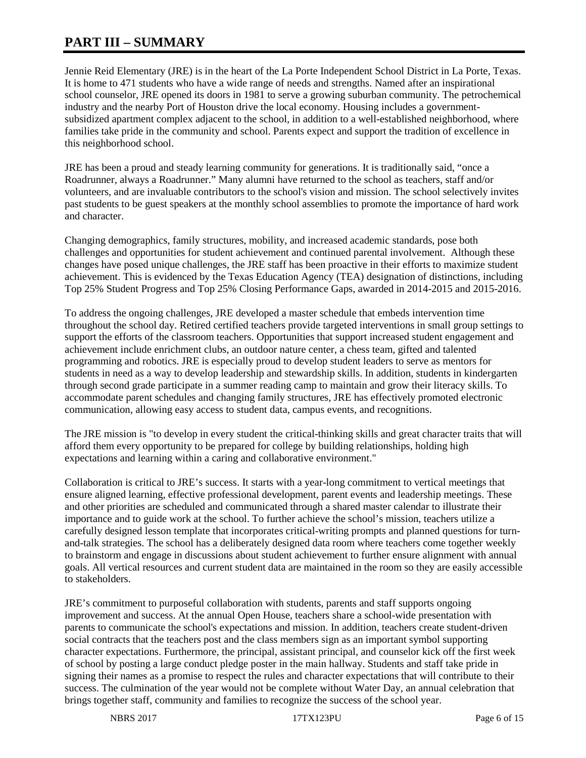# PART III – SUMMARY

Jennie Reid Elementary (JRE) is in the heart of the La Porte Independent School District in La Porte, Texas. It is home to 471 students who have a wide range of needs and strengths. Named after an inspirational school counselor, JRE opened its doors in 1981 to serve a growing suburban community. The petrochemical industry and the nearby Port of Houston drive the local economy. Housing includes a government-subsidized apartment complex adjacent to the school, in addition to a well-established neighborhood, where families take pride in the community and school. Parents expect and support the tradition of excellence in this neighborhood school.

JRE has been a proud and steady learning community for generations. It is traditionally said, "once a Roadrunner, always a Roadrunner." Many alumni have returned to the school as teachers, staff and/or volunteers, and are invaluable contributors to the school's vision and mission. The school selectively invites past students to be guest speakers at the monthly school assemblies to promote the importance of hard work and character.

Changing demographics, family structures, mobility, and increased academic standards, pose both challenges and opportunities for student achievement and continued parental involvement. Although these changes have posed unique challenges, the JRE staff has been proactive in their efforts to maximize student achievement. This is evidenced by the Texas Education Agency (TEA) designation of distinctions, including Top 25% Student Progress and Top 25% Closing Performance Gaps, awarded in 2014-2015 and 2015-2016.

To address the ongoing challenges, JRE developed a master schedule that embeds intervention time throughout the school day. Retired certified teachers provide targeted interventions in small group settings to support the efforts of the classroom teachers. Opportunities that support increased student engagement and achievement include enrichment clubs, an outdoor nature center, a chess team, gifted and talented programming and robotics. JRE is especially proud to develop student leaders to serve as mentors for students in need as a way to develop leadership and stewardship skills. In addition, students in kindergarten through second grade participate in a summer reading camp to maintain and grow their literacy skills. To accommodate parent schedules and changing family structures, JRE has effectively promoted electronic communication, allowing easy access to student data, campus events, and recognitions.

The JRE mission is "to develop in every student the critical-thinking skills and great character traits that will afford them every opportunity to be prepared for college by building relationships, holding high expectations and learning within a caring and collaborative environment."

Collaboration is critical to JRE's success. It starts with a year-long commitment to vertical meetings that ensure aligned learning, effective professional development, parent events and leadership meetings. These and other priorities are scheduled and communicated through a shared master calendar to illustrate their importance and to guide work at the school. To further achieve the school's mission, teachers utilize a carefully designed lesson template that incorporates critical-writing prompts and planned questions for turn-and-talk strategies. The school has a deliberately designed data room where teachers come together weekly to brainstorm and engage in discussions about student achievement to further ensure alignment with annual goals. All vertical resources and current student data are maintained in the room so they are easily accessible to stakeholders.

JRE's commitment to purposeful collaboration with students, parents and staff supports ongoing improvement and success. At the annual Open House, teachers share a school-wide presentation with parents to communicate the school's expectations and mission. In addition, teachers create student-driven social contracts that the teachers post and the class members sign as an important symbol supporting character expectations. Furthermore, the principal, assistant principal, and counselor kick off the first week of school by posting a large conduct pledge poster in the main hallway. Students and staff take pride in signing their names as a promise to respect the rules and character expectations that will contribute to their success. The culmination of the year would not be complete without Water Day, an annual celebration that brings together staff, community and families to recognize the success of the school year.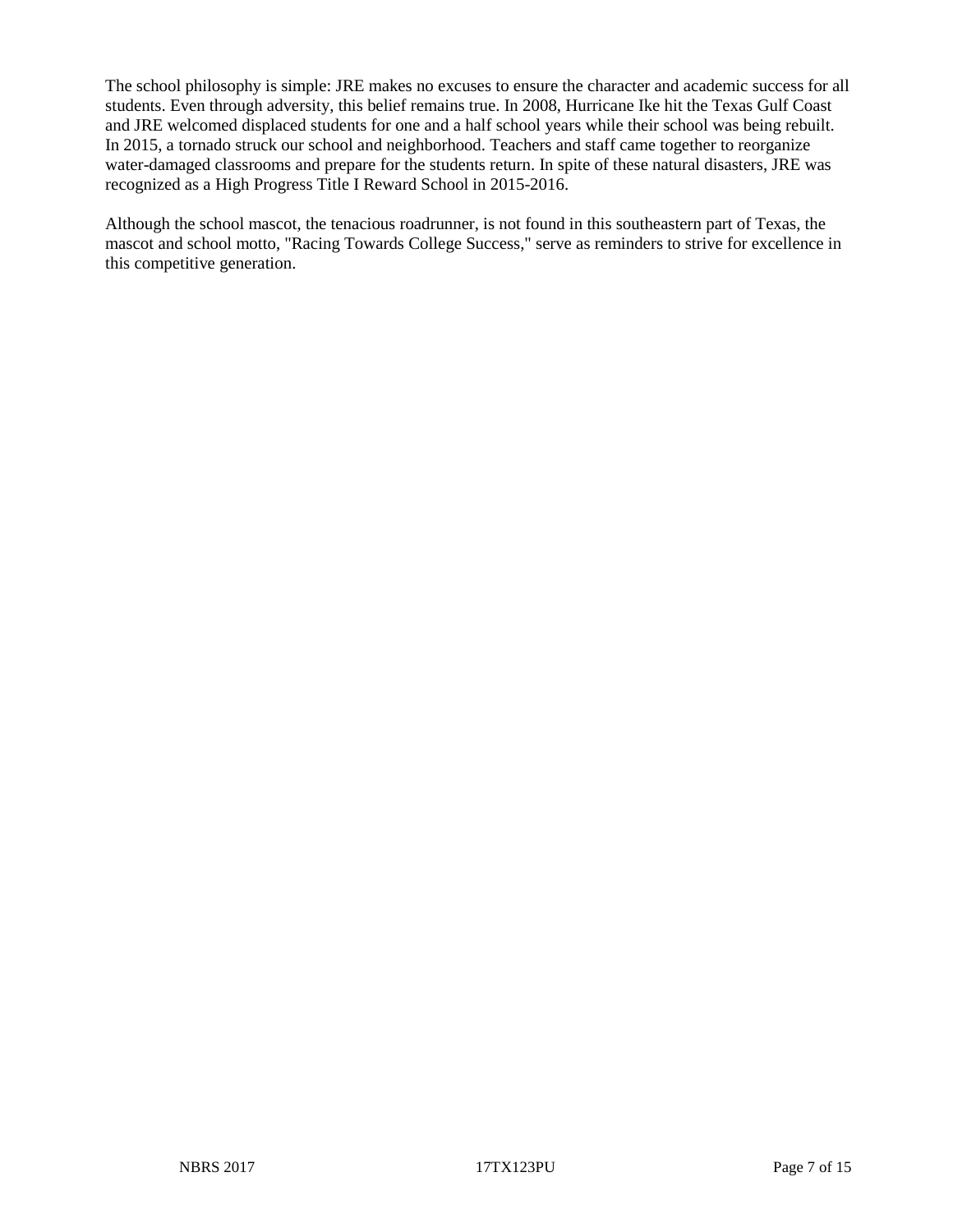The school philosophy is simple: JRE makes no excuses to ensure the character and academic success for all students. Even through adversity, this belief remains true. In 2008, Hurricane Ike hit the Texas Gulf Coast and JRE welcomed displaced students for one and a half school years while their school was being rebuilt. In 2015, a tornado struck our school and neighborhood. Teachers and staff came together to reorganize water-damaged classrooms and prepare for the students return. In spite of these natural disasters, JRE was recognized as a High Progress Title I Reward School in 2015-2016.

Although the school mascot, the tenacious roadrunner, is not found in this southeastern part of Texas, the mascot and school motto, "Racing Towards College Success," serve as reminders to strive for excellence in this competitive generation.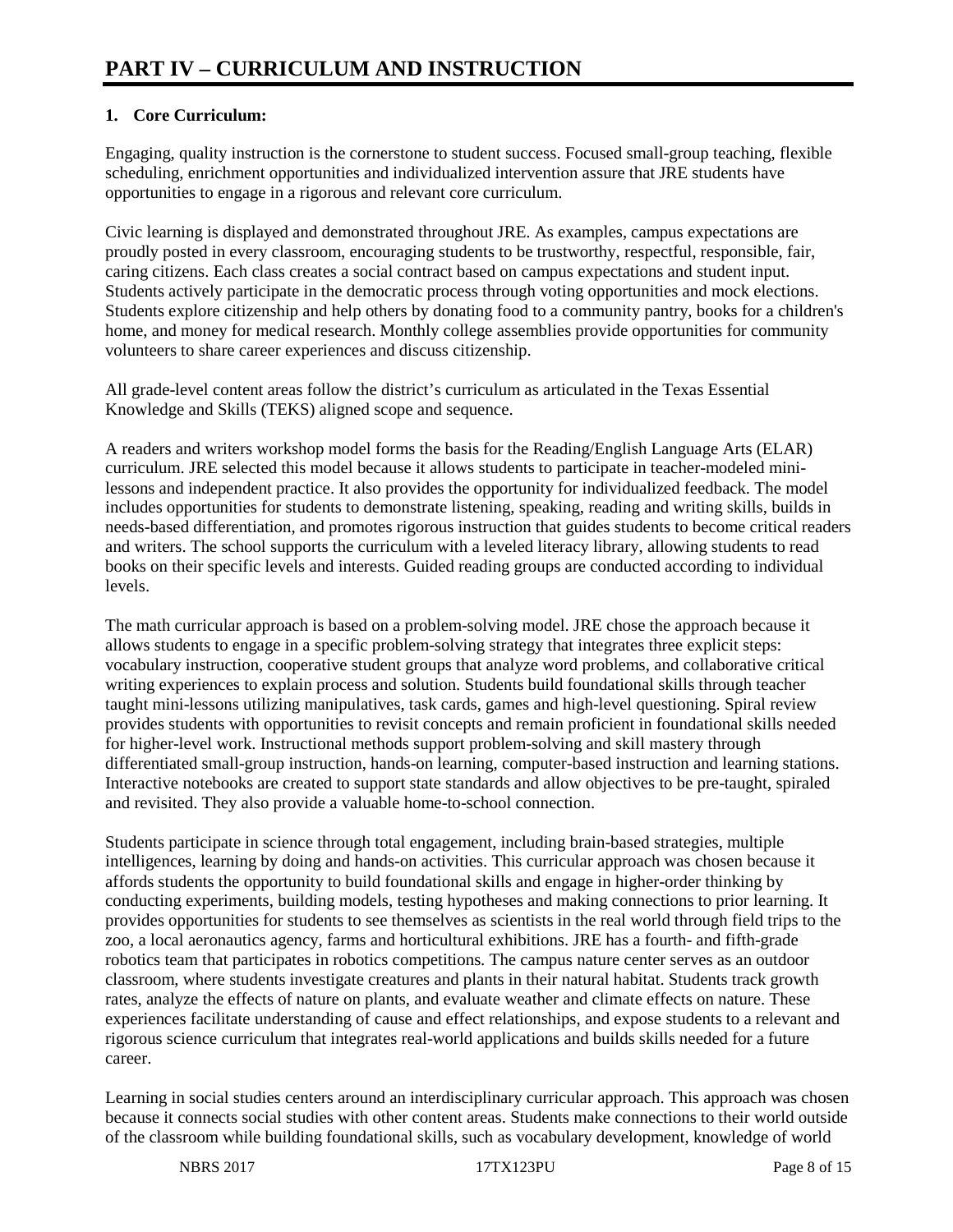# PART IV – CURRICULUM AND INSTRUCTION

**1. Core Curriculum:**

Engaging, quality instruction is the cornerstone to student success. Focused small-group teaching, flexible scheduling, enrichment opportunities and individualized intervention assure that JRE students have opportunities to engage in a rigorous and relevant core curriculum.

Civic learning is displayed and demonstrated throughout JRE. As examples, campus expectations are proudly posted in every classroom, encouraging students to be trustworthy, respectful, responsible, fair, caring citizens. Each class creates a social contract based on campus expectations and student input. Students actively participate in the democratic process through voting opportunities and mock elections. Students explore citizenship and help others by donating food to a community pantry, books for a children's home, and money for medical research. Monthly college assemblies provide opportunities for community volunteers to share career experiences and discuss citizenship.

All grade-level content areas follow the district's curriculum as articulated in the Texas Essential Knowledge and Skills (TEKS) aligned scope and sequence.

A readers and writers workshop model forms the basis for the Reading/English Language Arts (ELAR) curriculum. JRE selected this model because it allows students to participate in teacher-modeled mini-lessons and independent practice. It also provides the opportunity for individualized feedback. The model includes opportunities for students to demonstrate listening, speaking, reading and writing skills, builds in needs-based differentiation, and promotes rigorous instruction that guides students to become critical readers and writers. The school supports the curriculum with a leveled literacy library, allowing students to read books on their specific levels and interests. Guided reading groups are conducted according to individual levels.

The math curricular approach is based on a problem-solving model. JRE chose the approach because it allows students to engage in a specific problem-solving strategy that integrates three explicit steps: vocabulary instruction, cooperative student groups that analyze word problems, and collaborative critical writing experiences to explain process and solution. Students build foundational skills through teacher taught mini-lessons utilizing manipulatives, task cards, games and high-level questioning. Spiral review provides students with opportunities to revisit concepts and remain proficient in foundational skills needed for higher-level work. Instructional methods support problem-solving and skill mastery through differentiated small-group instruction, hands-on learning, computer-based instruction and learning stations. Interactive notebooks are created to support state standards and allow objectives to be pre-taught, spiraled and revisited. They also provide a valuable home-to-school connection.

Students participate in science through total engagement, including brain-based strategies, multiple intelligences, learning by doing and hands-on activities. This curricular approach was chosen because it affords students the opportunity to build foundational skills and engage in higher-order thinking by conducting experiments, building models, testing hypotheses and making connections to prior learning. It provides opportunities for students to see themselves as scientists in the real world through field trips to the zoo, a local aeronautics agency, farms and horticultural exhibitions. JRE has a fourth- and fifth-grade robotics team that participates in robotics competitions. The campus nature center serves as an outdoor classroom, where students investigate creatures and plants in their natural habitat. Students track growth rates, analyze the effects of nature on plants, and evaluate weather and climate effects on nature. These experiences facilitate understanding of cause and effect relationships, and expose students to a relevant and rigorous science curriculum that integrates real-world applications and builds skills needed for a future career.

Learning in social studies centers around an interdisciplinary curricular approach. This approach was chosen because it connects social studies with other content areas. Students make connections to their world outside of the classroom while building foundational skills, such as vocabulary development, knowledge of world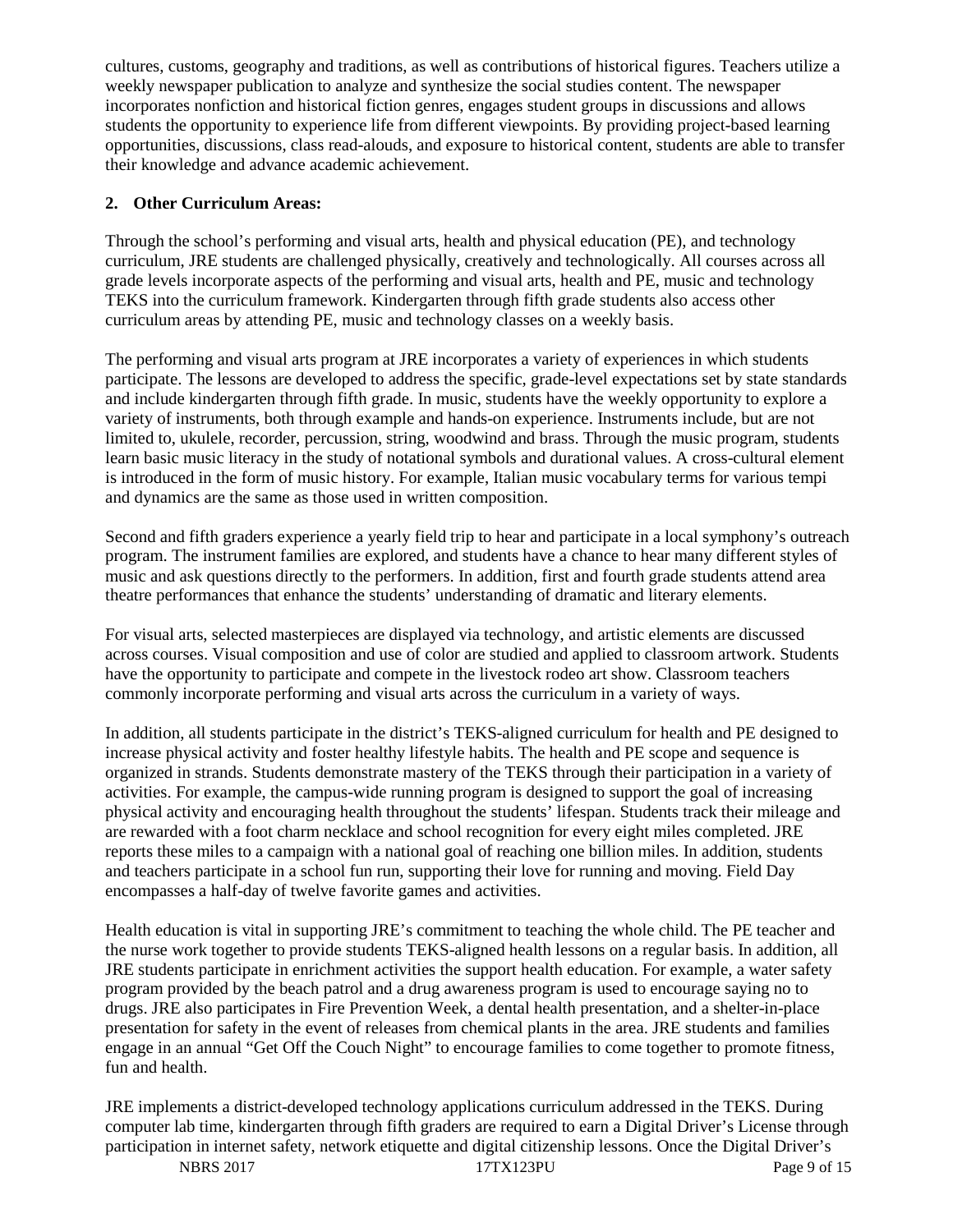cultures, customs, geography and traditions, as well as contributions of historical figures. Teachers utilize a weekly newspaper publication to analyze and synthesize the social studies content. The newspaper incorporates nonfiction and historical fiction genres, engages student groups in discussions and allows students the opportunity to experience life from different viewpoints. By providing project-based learning opportunities, discussions, class read-alouds, and exposure to historical content, students are able to transfer their knowledge and advance academic achievement.

**2. Other Curriculum Areas:**

Through the school's performing and visual arts, health and physical education (PE), and technology curriculum, JRE students are challenged physically, creatively and technologically. All courses across all grade levels incorporate aspects of the performing and visual arts, health and PE, music and technology TEKS into the curriculum framework. Kindergarten through fifth grade students also access other curriculum areas by attending PE, music and technology classes on a weekly basis.

The performing and visual arts program at JRE incorporates a variety of experiences in which students participate. The lessons are developed to address the specific, grade-level expectations set by state standards and include kindergarten through fifth grade. In music, students have the weekly opportunity to explore a variety of instruments, both through example and hands-on experience. Instruments include, but are not limited to, ukulele, recorder, percussion, string, woodwind and brass. Through the music program, students learn basic music literacy in the study of notational symbols and durational values. A cross-cultural element is introduced in the form of music history. For example, Italian music vocabulary terms for various tempi and dynamics are the same as those used in written composition.

Second and fifth graders experience a yearly field trip to hear and participate in a local symphony's outreach program. The instrument families are explored, and students have a chance to hear many different styles of music and ask questions directly to the performers. In addition, first and fourth grade students attend area theatre performances that enhance the students' understanding of dramatic and literary elements.

For visual arts, selected masterpieces are displayed via technology, and artistic elements are discussed across courses. Visual composition and use of color are studied and applied to classroom artwork. Students have the opportunity to participate and compete in the livestock rodeo art show. Classroom teachers commonly incorporate performing and visual arts across the curriculum in a variety of ways.

In addition, all students participate in the district's TEKS-aligned curriculum for health and PE designed to increase physical activity and foster healthy lifestyle habits. The health and PE scope and sequence is organized in strands. Students demonstrate mastery of the TEKS through their participation in a variety of activities. For example, the campus-wide running program is designed to support the goal of increasing physical activity and encouraging health throughout the students' lifespan. Students track their mileage and are rewarded with a foot charm necklace and school recognition for every eight miles completed. JRE reports these miles to a campaign with a national goal of reaching one billion miles. In addition, students and teachers participate in a school fun run, supporting their love for running and moving. Field Day encompasses a half-day of twelve favorite games and activities.

Health education is vital in supporting JRE's commitment to teaching the whole child. The PE teacher and the nurse work together to provide students TEKS-aligned health lessons on a regular basis. In addition, all JRE students participate in enrichment activities the support health education. For example, a water safety program provided by the beach patrol and a drug awareness program is used to encourage saying no to drugs. JRE also participates in Fire Prevention Week, a dental health presentation, and a shelter-in-place presentation for safety in the event of releases from chemical plants in the area. JRE students and families engage in an annual "Get Off the Couch Night" to encourage families to come together to promote fitness, fun and health.

JRE implements a district-developed technology applications curriculum addressed in the TEKS. During computer lab time, kindergarten through fifth graders are required to earn a Digital Driver's License through participation in internet safety, network etiquette and digital citizenship lessons. Once the Digital Driver's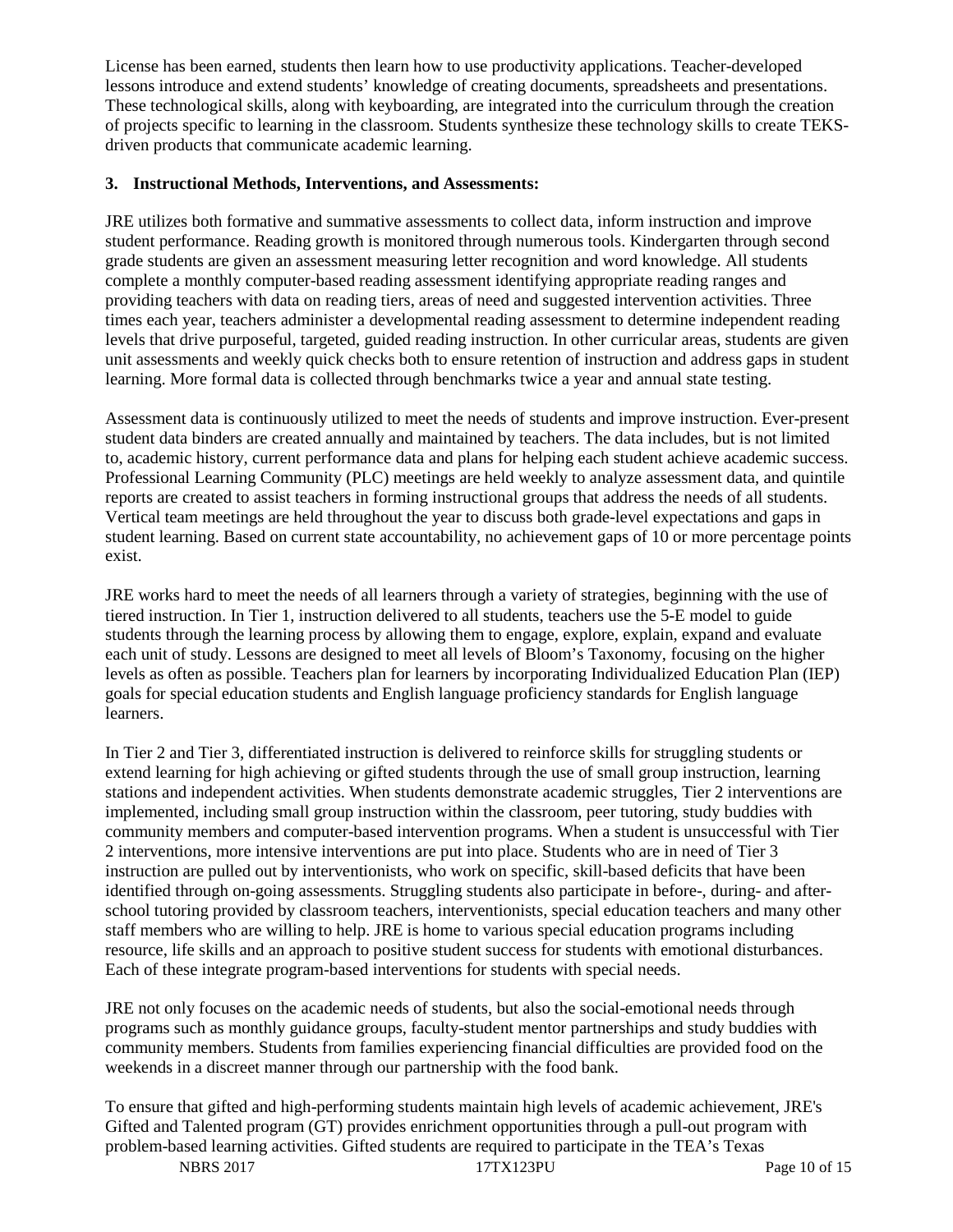License has been earned, students then learn how to use productivity applications. Teacher-developed lessons introduce and extend students' knowledge of creating documents, spreadsheets and presentations. These technological skills, along with keyboarding, are integrated into the curriculum through the creation of projects specific to learning in the classroom. Students synthesize these technology skills to create TEKS-driven products that communicate academic learning.

**3. Instructional Methods, Interventions, and Assessments:**

JRE utilizes both formative and summative assessments to collect data, inform instruction and improve student performance. Reading growth is monitored through numerous tools. Kindergarten through second grade students are given an assessment measuring letter recognition and word knowledge. All students complete a monthly computer-based reading assessment identifying appropriate reading ranges and providing teachers with data on reading tiers, areas of need and suggested intervention activities. Three times each year, teachers administer a developmental reading assessment to determine independent reading levels that drive purposeful, targeted, guided reading instruction. In other curricular areas, students are given unit assessments and weekly quick checks both to ensure retention of instruction and address gaps in student learning. More formal data is collected through benchmarks twice a year and annual state testing.

Assessment data is continuously utilized to meet the needs of students and improve instruction. Ever-present student data binders are created annually and maintained by teachers. The data includes, but is not limited to, academic history, current performance data and plans for helping each student achieve academic success. Professional Learning Community (PLC) meetings are held weekly to analyze assessment data, and quintile reports are created to assist teachers in forming instructional groups that address the needs of all students. Vertical team meetings are held throughout the year to discuss both grade-level expectations and gaps in student learning. Based on current state accountability, no achievement gaps of 10 or more percentage points exist.

JRE works hard to meet the needs of all learners through a variety of strategies, beginning with the use of tiered instruction. In Tier 1, instruction delivered to all students, teachers use the 5-E model to guide students through the learning process by allowing them to engage, explore, explain, expand and evaluate each unit of study. Lessons are designed to meet all levels of Bloom's Taxonomy, focusing on the higher levels as often as possible. Teachers plan for learners by incorporating Individualized Education Plan (IEP) goals for special education students and English language proficiency standards for English language learners.

In Tier 2 and Tier 3, differentiated instruction is delivered to reinforce skills for struggling students or extend learning for high achieving or gifted students through the use of small group instruction, learning stations and independent activities. When students demonstrate academic struggles, Tier 2 interventions are implemented, including small group instruction within the classroom, peer tutoring, study buddies with community members and computer-based intervention programs. When a student is unsuccessful with Tier 2 interventions, more intensive interventions are put into place. Students who are in need of Tier 3 instruction are pulled out by interventionists, who work on specific, skill-based deficits that have been identified through on-going assessments. Struggling students also participate in before-, during- and after-school tutoring provided by classroom teachers, interventionists, special education teachers and many other staff members who are willing to help. JRE is home to various special education programs including resource, life skills and an approach to positive student success for students with emotional disturbances. Each of these integrate program-based interventions for students with special needs.

JRE not only focuses on the academic needs of students, but also the social-emotional needs through programs such as monthly guidance groups, faculty-student mentor partnerships and study buddies with community members. Students from families experiencing financial difficulties are provided food on the weekends in a discreet manner through our partnership with the food bank.

To ensure that gifted and high-performing students maintain high levels of academic achievement, JRE's Gifted and Talented program (GT) provides enrichment opportunities through a pull-out program with problem-based learning activities. Gifted students are required to participate in the TEA's Texas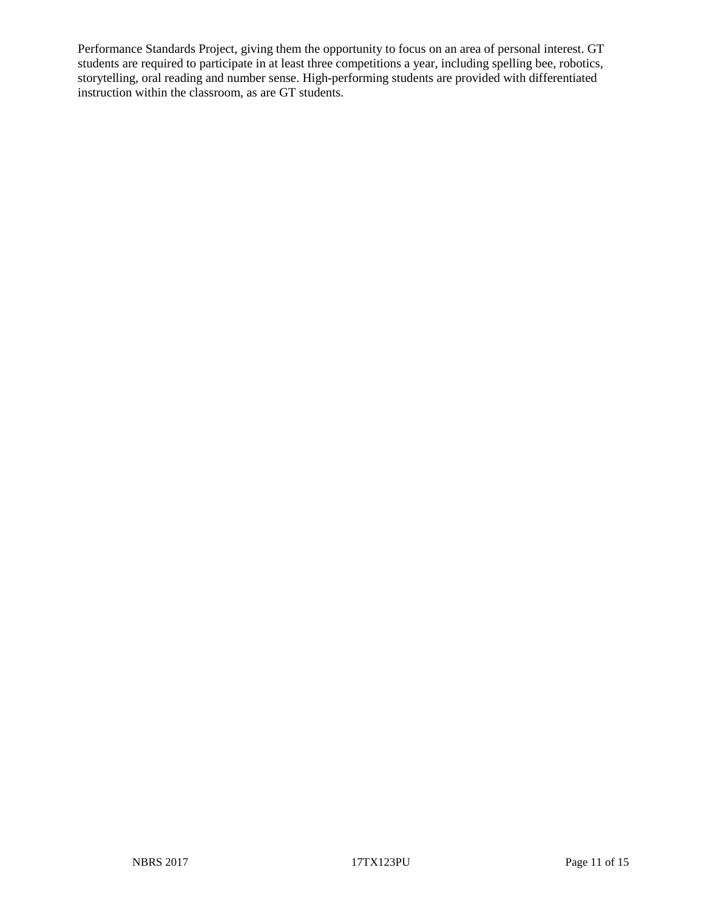Performance Standards Project, giving them the opportunity to focus on an area of personal interest. GT students are required to participate in at least three competitions a year, including spelling bee, robotics, storytelling, oral reading and number sense. High-performing students are provided with differentiated instruction within the classroom, as are GT students.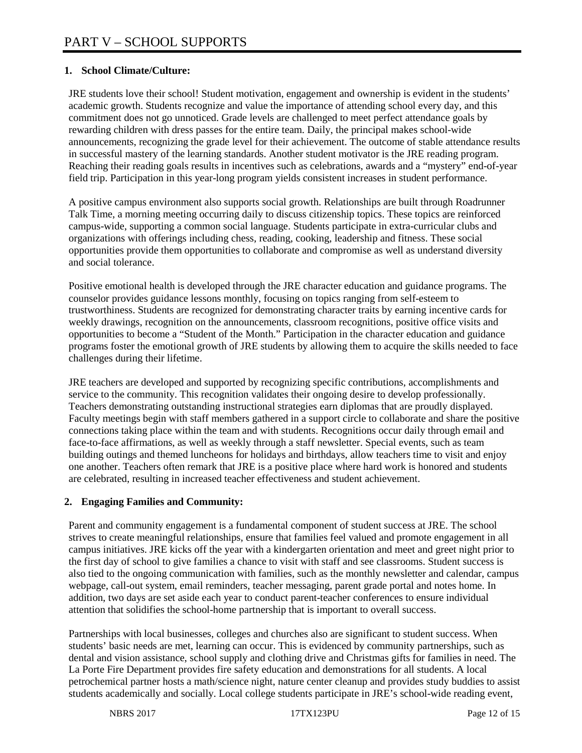# PART V – SCHOOL SUPPORTS

## 1. School Climate/Culture:

JRE students love their school! Student motivation, engagement and ownership is evident in the students' academic growth. Students recognize and value the importance of attending school every day, and this commitment does not go unnoticed. Grade levels are challenged to meet perfect attendance goals by rewarding children with dress passes for the entire team. Daily, the principal makes school-wide announcements, recognizing the grade level for their achievement. The outcome of stable attendance results in successful mastery of the learning standards. Another student motivator is the JRE reading program. Reaching their reading goals results in incentives such as celebrations, awards and a "mystery" end-of-year field trip. Participation in this year-long program yields consistent increases in student performance.

A positive campus environment also supports social growth. Relationships are built through Roadrunner Talk Time, a morning meeting occurring daily to discuss citizenship topics. These topics are reinforced campus-wide, supporting a common social language. Students participate in extra-curricular clubs and organizations with offerings including chess, reading, cooking, leadership and fitness. These social opportunities provide them opportunities to collaborate and compromise as well as understand diversity and social tolerance.

Positive emotional health is developed through the JRE character education and guidance programs. The counselor provides guidance lessons monthly, focusing on topics ranging from self-esteem to trustworthiness. Students are recognized for demonstrating character traits by earning incentive cards for weekly drawings, recognition on the announcements, classroom recognitions, positive office visits and opportunities to become a "Student of the Month." Participation in the character education and guidance programs foster the emotional growth of JRE students by allowing them to acquire the skills needed to face challenges during their lifetime.

JRE teachers are developed and supported by recognizing specific contributions, accomplishments and service to the community. This recognition validates their ongoing desire to develop professionally. Teachers demonstrating outstanding instructional strategies earn diplomas that are proudly displayed. Faculty meetings begin with staff members gathered in a support circle to collaborate and share the positive connections taking place within the team and with students. Recognitions occur daily through email and face-to-face affirmations, as well as weekly through a staff newsletter. Special events, such as team building outings and themed luncheons for holidays and birthdays, allow teachers time to visit and enjoy one another. Teachers often remark that JRE is a positive place where hard work is honored and students are celebrated, resulting in increased teacher effectiveness and student achievement.

## 2. Engaging Families and Community:

Parent and community engagement is a fundamental component of student success at JRE. The school strives to create meaningful relationships, ensure that families feel valued and promote engagement in all campus initiatives. JRE kicks off the year with a kindergarten orientation and meet and greet night prior to the first day of school to give families a chance to visit with staff and see classrooms. Student success is also tied to the ongoing communication with families, such as the monthly newsletter and calendar, campus webpage, call-out system, email reminders, teacher messaging, parent grade portal and notes home. In addition, two days are set aside each year to conduct parent-teacher conferences to ensure individual attention that solidifies the school-home partnership that is important to overall success.

Partnerships with local businesses, colleges and churches also are significant to student success. When students' basic needs are met, learning can occur. This is evidenced by community partnerships, such as dental and vision assistance, school supply and clothing drive and Christmas gifts for families in need. The La Porte Fire Department provides fire safety education and demonstrations for all students. A local petrochemical partner hosts a math/science night, nature center cleanup and provides study buddies to assist students academically and socially. Local college students participate in JRE's school-wide reading event,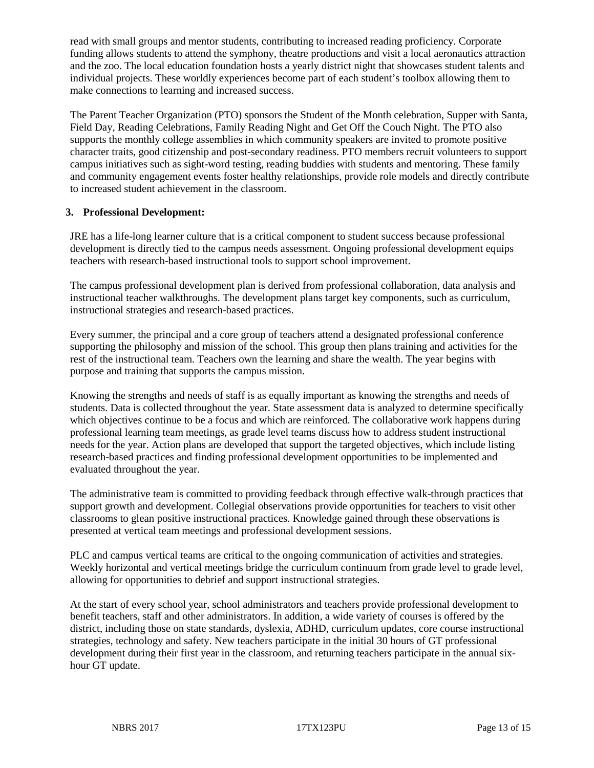read with small groups and mentor students, contributing to increased reading proficiency. Corporate funding allows students to attend the symphony, theatre productions and visit a local aeronautics attraction and the zoo. The local education foundation hosts a yearly district night that showcases student talents and individual projects. These worldly experiences become part of each student's toolbox allowing them to make connections to learning and increased success.

The Parent Teacher Organization (PTO) sponsors the Student of the Month celebration, Supper with Santa, Field Day, Reading Celebrations, Family Reading Night and Get Off the Couch Night. The PTO also supports the monthly college assemblies in which community speakers are invited to promote positive character traits, good citizenship and post-secondary readiness. PTO members recruit volunteers to support campus initiatives such as sight-word testing, reading buddies with students and mentoring. These family and community engagement events foster healthy relationships, provide role models and directly contribute to increased student achievement in the classroom.

**3. Professional Development:**

JRE has a life-long learner culture that is a critical component to student success because professional development is directly tied to the campus needs assessment. Ongoing professional development equips teachers with research-based instructional tools to support school improvement.

The campus professional development plan is derived from professional collaboration, data analysis and instructional teacher walkthroughs. The development plans target key components, such as curriculum, instructional strategies and research-based practices.

Every summer, the principal and a core group of teachers attend a designated professional conference supporting the philosophy and mission of the school. This group then plans training and activities for the rest of the instructional team. Teachers own the learning and share the wealth. The year begins with purpose and training that supports the campus mission.

Knowing the strengths and needs of staff is as equally important as knowing the strengths and needs of students. Data is collected throughout the year. State assessment data is analyzed to determine specifically which objectives continue to be a focus and which are reinforced. The collaborative work happens during professional learning team meetings, as grade level teams discuss how to address student instructional needs for the year. Action plans are developed that support the targeted objectives, which include listing research-based practices and finding professional development opportunities to be implemented and evaluated throughout the year.

The administrative team is committed to providing feedback through effective walk-through practices that support growth and development. Collegial observations provide opportunities for teachers to visit other classrooms to glean positive instructional practices. Knowledge gained through these observations is presented at vertical team meetings and professional development sessions.

PLC and campus vertical teams are critical to the ongoing communication of activities and strategies. Weekly horizontal and vertical meetings bridge the curriculum continuum from grade level to grade level, allowing for opportunities to debrief and support instructional strategies.

At the start of every school year, school administrators and teachers provide professional development to benefit teachers, staff and other administrators. In addition, a wide variety of courses is offered by the district, including those on state standards, dyslexia, ADHD, curriculum updates, core course instructional strategies, technology and safety. New teachers participate in the initial 30 hours of GT professional development during their first year in the classroom, and returning teachers participate in the annual six-hour GT update.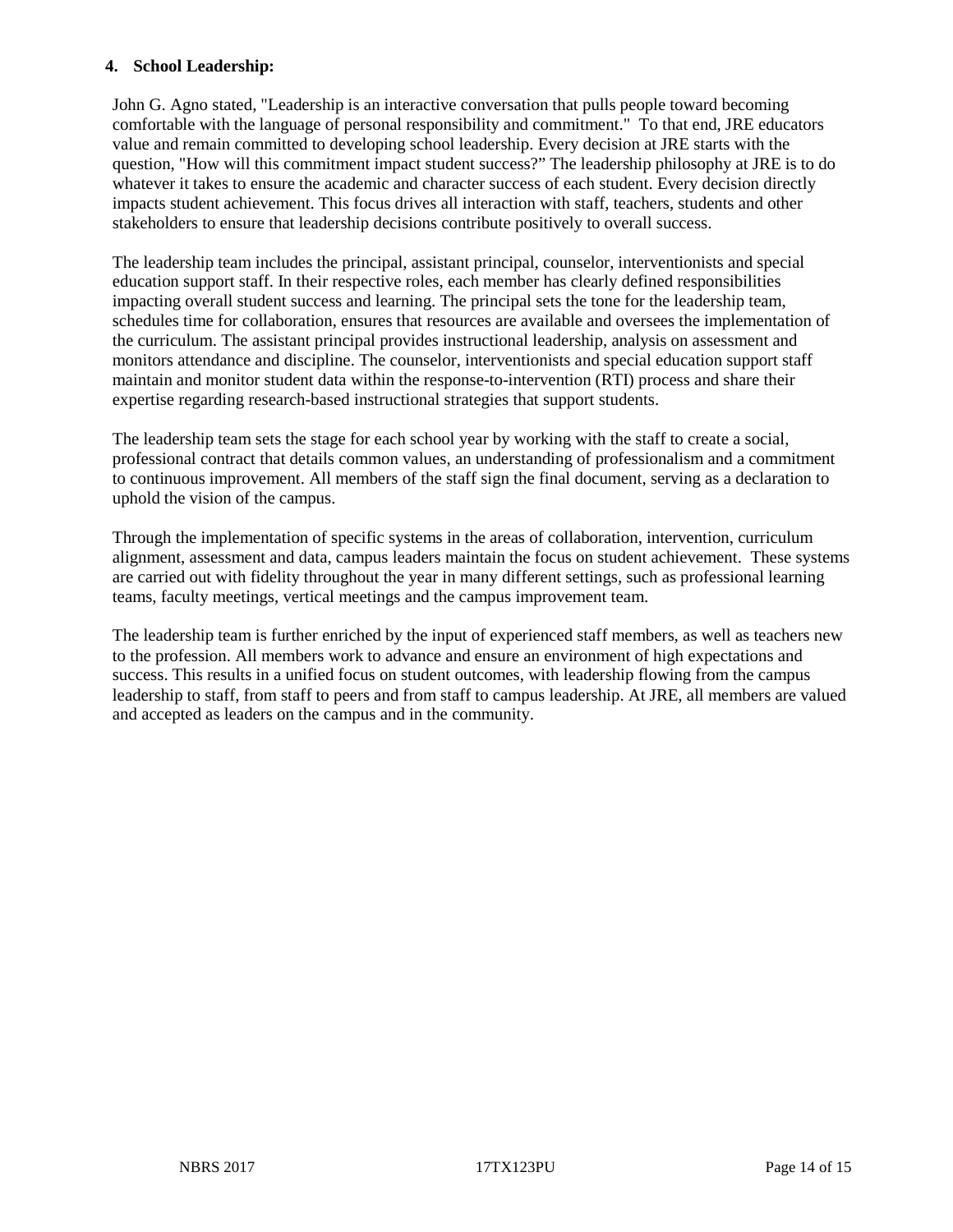**4. School Leadership:**

John G. Agno stated, "Leadership is an interactive conversation that pulls people toward becoming comfortable with the language of personal responsibility and commitment." To that end, JRE educators value and remain committed to developing school leadership. Every decision at JRE starts with the question, "How will this commitment impact student success?" The leadership philosophy at JRE is to do whatever it takes to ensure the academic and character success of each student. Every decision directly impacts student achievement. This focus drives all interaction with staff, teachers, students and other stakeholders to ensure that leadership decisions contribute positively to overall success.

The leadership team includes the principal, assistant principal, counselor, interventionists and special education support staff. In their respective roles, each member has clearly defined responsibilities impacting overall student success and learning. The principal sets the tone for the leadership team, schedules time for collaboration, ensures that resources are available and oversees the implementation of the curriculum. The assistant principal provides instructional leadership, analysis on assessment and monitors attendance and discipline. The counselor, interventionists and special education support staff maintain and monitor student data within the response-to-intervention (RTI) process and share their expertise regarding research-based instructional strategies that support students.

The leadership team sets the stage for each school year by working with the staff to create a social, professional contract that details common values, an understanding of professionalism and a commitment to continuous improvement. All members of the staff sign the final document, serving as a declaration to uphold the vision of the campus.

Through the implementation of specific systems in the areas of collaboration, intervention, curriculum alignment, assessment and data, campus leaders maintain the focus on student achievement. These systems are carried out with fidelity throughout the year in many different settings, such as professional learning teams, faculty meetings, vertical meetings and the campus improvement team.

The leadership team is further enriched by the input of experienced staff members, as well as teachers new to the profession. All members work to advance and ensure an environment of high expectations and success. This results in a unified focus on student outcomes, with leadership flowing from the campus leadership to staff, from staff to peers and from staff to campus leadership. At JRE, all members are valued and accepted as leaders on the campus and in the community.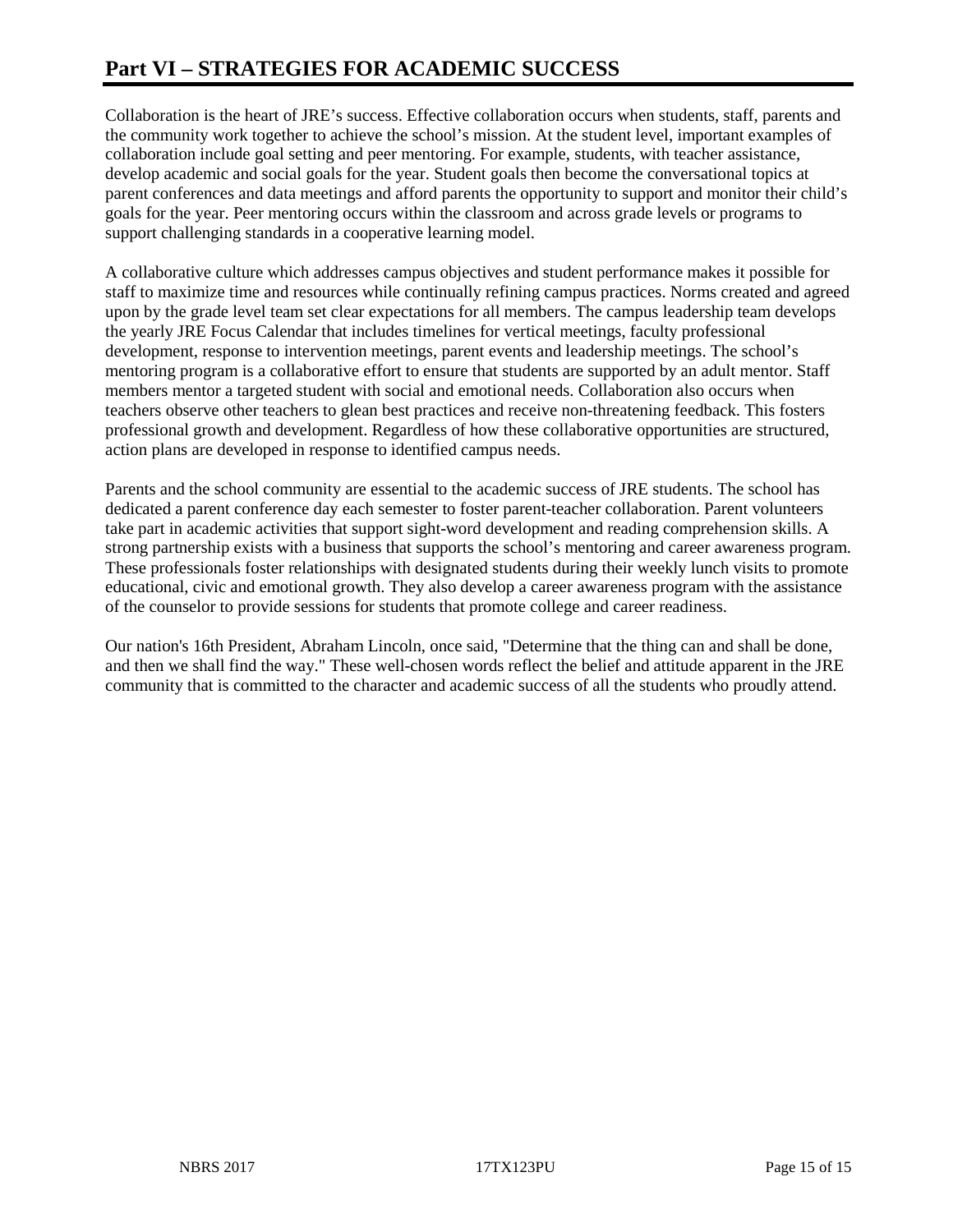# Part VI – STRATEGIES FOR ACADEMIC SUCCESS

Collaboration is the heart of JRE's success. Effective collaboration occurs when students, staff, parents and the community work together to achieve the school's mission. At the student level, important examples of collaboration include goal setting and peer mentoring. For example, students, with teacher assistance, develop academic and social goals for the year. Student goals then become the conversational topics at parent conferences and data meetings and afford parents the opportunity to support and monitor their child's goals for the year. Peer mentoring occurs within the classroom and across grade levels or programs to support challenging standards in a cooperative learning model.

A collaborative culture which addresses campus objectives and student performance makes it possible for staff to maximize time and resources while continually refining campus practices. Norms created and agreed upon by the grade level team set clear expectations for all members. The campus leadership team develops the yearly JRE Focus Calendar that includes timelines for vertical meetings, faculty professional development, response to intervention meetings, parent events and leadership meetings. The school's mentoring program is a collaborative effort to ensure that students are supported by an adult mentor. Staff members mentor a targeted student with social and emotional needs. Collaboration also occurs when teachers observe other teachers to glean best practices and receive non-threatening feedback. This fosters professional growth and development. Regardless of how these collaborative opportunities are structured, action plans are developed in response to identified campus needs.

Parents and the school community are essential to the academic success of JRE students. The school has dedicated a parent conference day each semester to foster parent-teacher collaboration. Parent volunteers take part in academic activities that support sight-word development and reading comprehension skills. A strong partnership exists with a business that supports the school's mentoring and career awareness program. These professionals foster relationships with designated students during their weekly lunch visits to promote educational, civic and emotional growth. They also develop a career awareness program with the assistance of the counselor to provide sessions for students that promote college and career readiness.

Our nation's 16th President, Abraham Lincoln, once said, "Determine that the thing can and shall be done, and then we shall find the way." These well-chosen words reflect the belief and attitude apparent in the JRE community that is committed to the character and academic success of all the students who proudly attend.